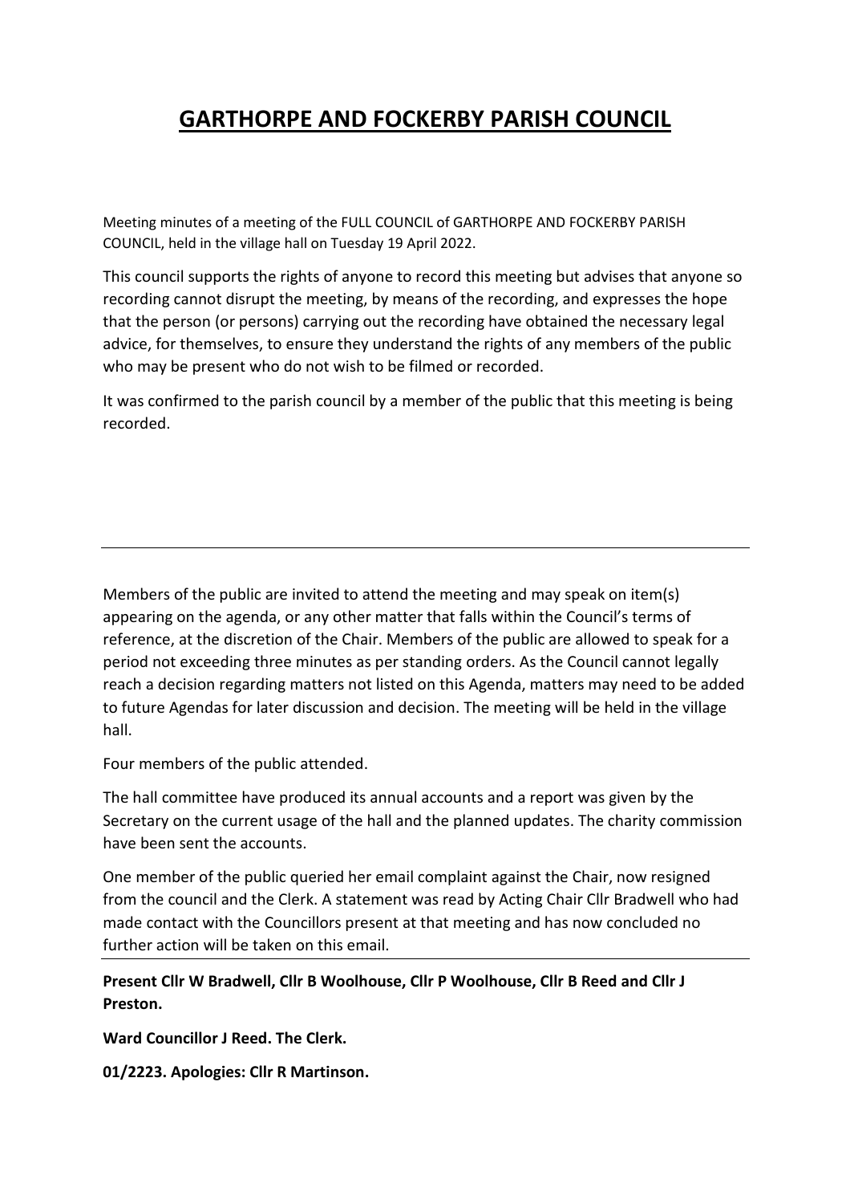# GARTHORPE AND FOCKERBY PARISH COUNCIL

Meeting minutes of a meeting of the FULL COUNCIL of GARTHORPE AND FOCKERBY PARISH COUNCIL, held in the village hall on Tuesday 19 April 2022.

This council supports the rights of anyone to record this meeting but advises that anyone so recording cannot disrupt the meeting, by means of the recording, and expresses the hope that the person (or persons) carrying out the recording have obtained the necessary legal advice, for themselves, to ensure they understand the rights of any members of the public who may be present who do not wish to be filmed or recorded.

It was confirmed to the parish council by a member of the public that this meeting is being recorded.

---

Members of the public are invited to attend the meeting and may speak on item(s) appearing on the agenda, or any other matter that falls within the Council's terms of reference, at the discretion of the Chair. Members of the public are allowed to speak for a period not exceeding three minutes as per standing orders. As the Council cannot legally reach a decision regarding matters not listed on this Agenda, matters may need to be added to future Agendas for later discussion and decision. The meeting will be held in the village hall.

Four members of the public attended.

The hall committee have produced its annual accounts and a report was given by the Secretary on the current usage of the hall and the planned updates. The charity commission have been sent the accounts.

One member of the public queried her email complaint against the Chair, now resigned from the council and the Clerk. A statement was read by Acting Chair Cllr Bradwell who had made contact with the Councillors present at that meeting and has now concluded no further action will be taken on this email.

---

**Present Cllr W Bradwell, Cllr B Woolhouse, Cllr P Woolhouse, Cllr B Reed and Cllr J Preston.**

**Ward Councillor J Reed. The Clerk.**

**01/2223. Apologies: Cllr R Martinson.**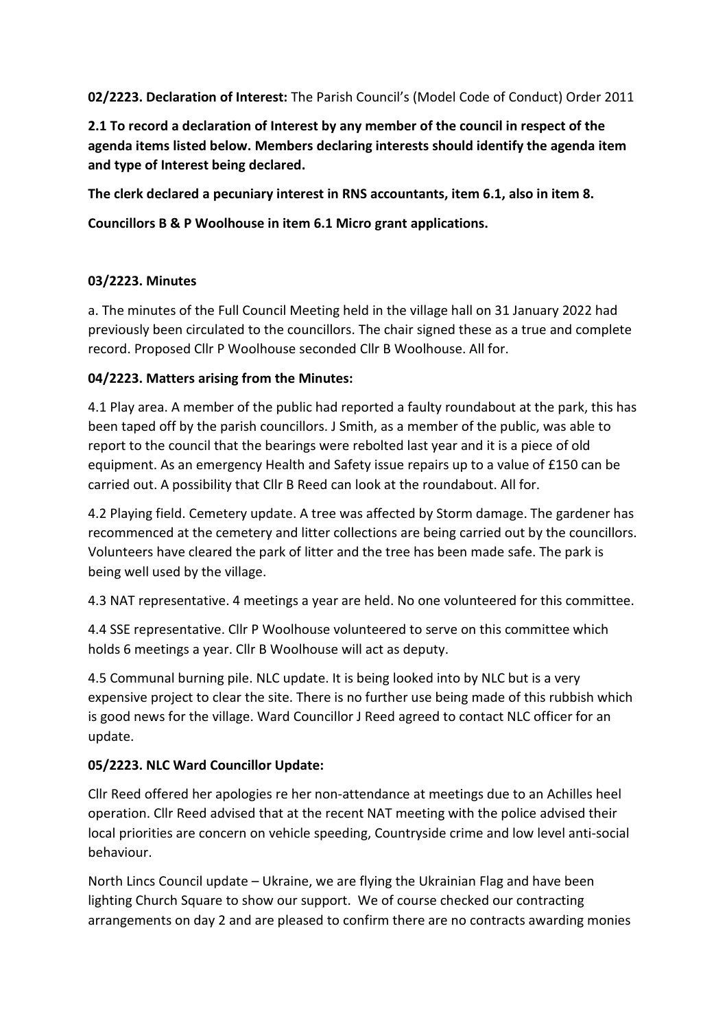**02/2223. Declaration of Interest:** The Parish Council's (Model Code of Conduct) Order 2011

**2.1 To record a declaration of Interest by any member of the council in respect of the agenda items listed below. Members declaring interests should identify the agenda item and type of Interest being declared.**

**The clerk declared a pecuniary interest in RNS accountants, item 6.1, also in item 8.**

**Councillors B & P Woolhouse in item 6.1 Micro grant applications.**

**03/2223. Minutes**

a. The minutes of the Full Council Meeting held in the village hall on 31 January 2022 had previously been circulated to the councillors. The chair signed these as a true and complete record. Proposed Cllr P Woolhouse seconded Cllr B Woolhouse. All for.

**04/2223. Matters arising from the Minutes:**

4.1 Play area. A member of the public had reported a faulty roundabout at the park, this has been taped off by the parish councillors. J Smith, as a member of the public, was able to report to the council that the bearings were rebolted last year and it is a piece of old equipment. As an emergency Health and Safety issue repairs up to a value of £150 can be carried out. A possibility that Cllr B Reed can look at the roundabout. All for.

4.2 Playing field. Cemetery update. A tree was affected by Storm damage. The gardener has recommenced at the cemetery and litter collections are being carried out by the councillors. Volunteers have cleared the park of litter and the tree has been made safe. The park is being well used by the village.

4.3 NAT representative. 4 meetings a year are held. No one volunteered for this committee.

4.4 SSE representative. Cllr P Woolhouse volunteered to serve on this committee which holds 6 meetings a year. Cllr B Woolhouse will act as deputy.

4.5 Communal burning pile. NLC update. It is being looked into by NLC but is a very expensive project to clear the site. There is no further use being made of this rubbish which is good news for the village. Ward Councillor J Reed agreed to contact NLC officer for an update.

**05/2223. NLC Ward Councillor Update:**

Cllr Reed offered her apologies re her non-attendance at meetings due to an Achilles heel operation. Cllr Reed advised that at the recent NAT meeting with the police advised their local priorities are concern on vehicle speeding, Countryside crime and low level anti-social behaviour.

North Lincs Council update – Ukraine, we are flying the Ukrainian Flag and have been lighting Church Square to show our support. We of course checked our contracting arrangements on day 2 and are pleased to confirm there are no contracts awarding monies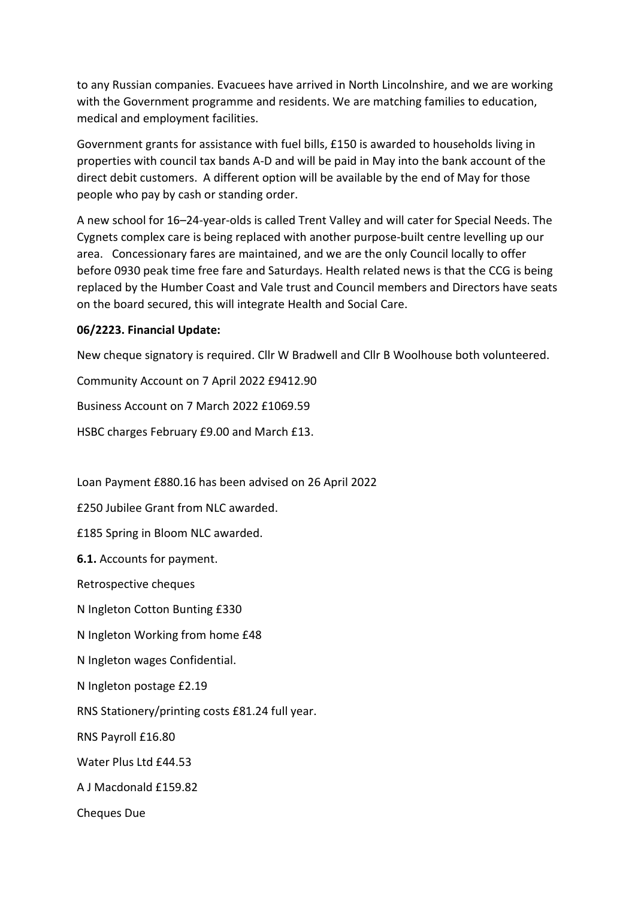to any Russian companies. Evacuees have arrived in North Lincolnshire, and we are working with the Government programme and residents. We are matching families to education, medical and employment facilities.

Government grants for assistance with fuel bills, £150 is awarded to households living in properties with council tax bands A-D and will be paid in May into the bank account of the direct debit customers. A different option will be available by the end of May for those people who pay by cash or standing order.

A new school for 16–24-year-olds is called Trent Valley and will cater for Special Needs. The Cygnets complex care is being replaced with another purpose-built centre levelling up our area. Concessionary fares are maintained, and we are the only Council locally to offer before 0930 peak time free fare and Saturdays. Health related news is that the CCG is being replaced by the Humber Coast and Vale trust and Council members and Directors have seats on the board secured, this will integrate Health and Social Care.

**06/2223. Financial Update:**

New cheque signatory is required. Cllr W Bradwell and Cllr B Woolhouse both volunteered.

Community Account on 7 April 2022 £9412.90

Business Account on 7 March 2022 £1069.59

HSBC charges February £9.00 and March £13.

Loan Payment £880.16 has been advised on 26 April 2022

£250 Jubilee Grant from NLC awarded.

£185 Spring in Bloom NLC awarded.

**6.1.** Accounts for payment.

Retrospective cheques

N Ingleton Cotton Bunting £330

N Ingleton Working from home £48

N Ingleton wages Confidential.

N Ingleton postage £2.19

RNS Stationery/printing costs £81.24 full year.

RNS Payroll £16.80

Water Plus Ltd £44.53

A J Macdonald £159.82

Cheques Due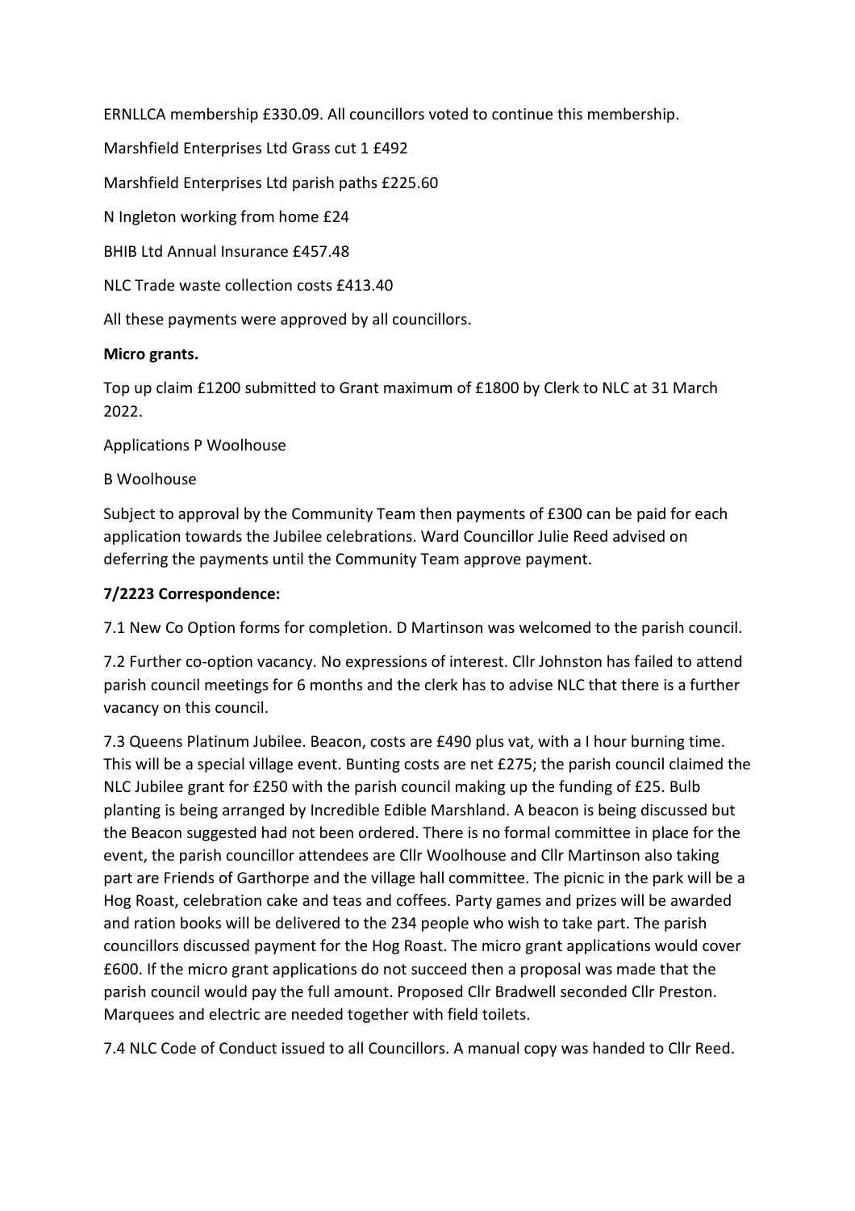ERNLLCA membership £330.09. All councillors voted to continue this membership.

Marshfield Enterprises Ltd Grass cut 1 £492

Marshfield Enterprises Ltd parish paths £225.60

N Ingleton working from home £24

BHIB Ltd Annual Insurance £457.48

NLC Trade waste collection costs £413.40

All these payments were approved by all councillors.

**Micro grants.**

Top up claim £1200 submitted to Grant maximum of £1800 by Clerk to NLC at 31 March 2022.

Applications P Woolhouse

B Woolhouse

Subject to approval by the Community Team then payments of £300 can be paid for each application towards the Jubilee celebrations. Ward Councillor Julie Reed advised on deferring the payments until the Community Team approve payment.

**7/2223 Correspondence:**

7.1 New Co Option forms for completion. D Martinson was welcomed to the parish council.

7.2 Further co-option vacancy. No expressions of interest. Cllr Johnston has failed to attend parish council meetings for 6 months and the clerk has to advise NLC that there is a further vacancy on this council.

7.3 Queens Platinum Jubilee. Beacon, costs are £490 plus vat, with a I hour burning time. This will be a special village event. Bunting costs are net £275; the parish council claimed the NLC Jubilee grant for £250 with the parish council making up the funding of £25. Bulb planting is being arranged by Incredible Edible Marshland. A beacon is being discussed but the Beacon suggested had not been ordered. There is no formal committee in place for the event, the parish councillor attendees are Cllr Woolhouse and Cllr Martinson also taking part are Friends of Garthorpe and the village hall committee. The picnic in the park will be a Hog Roast, celebration cake and teas and coffees. Party games and prizes will be awarded and ration books will be delivered to the 234 people who wish to take part. The parish councillors discussed payment for the Hog Roast. The micro grant applications would cover £600. If the micro grant applications do not succeed then a proposal was made that the parish council would pay the full amount. Proposed Cllr Bradwell seconded Cllr Preston. Marquees and electric are needed together with field toilets.

7.4 NLC Code of Conduct issued to all Councillors. A manual copy was handed to Cllr Reed.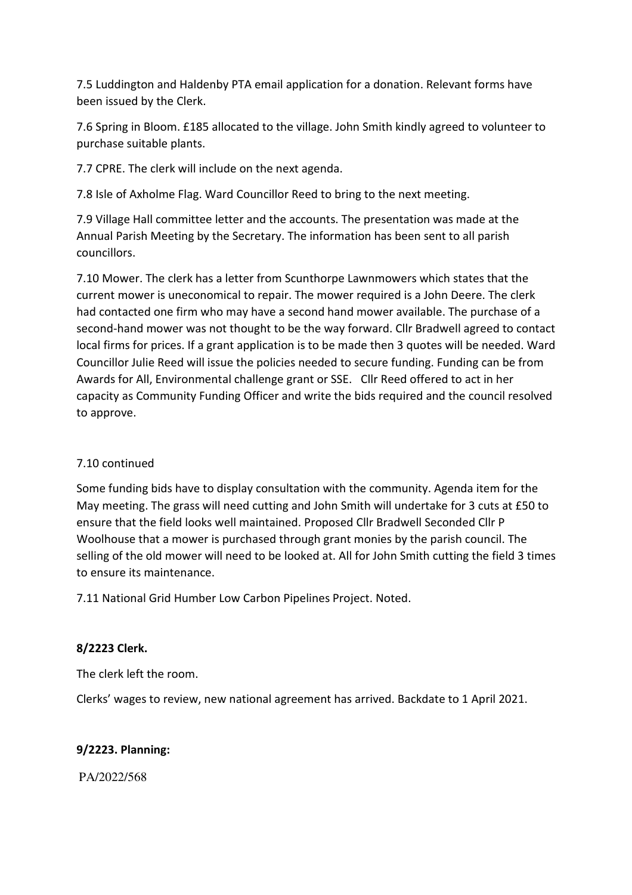7.5 Luddington and Haldenby PTA email application for a donation. Relevant forms have been issued by the Clerk.

7.6 Spring in Bloom. £185 allocated to the village. John Smith kindly agreed to volunteer to purchase suitable plants.

7.7 CPRE. The clerk will include on the next agenda.

7.8 Isle of Axholme Flag. Ward Councillor Reed to bring to the next meeting.

7.9 Village Hall committee letter and the accounts. The presentation was made at the Annual Parish Meeting by the Secretary. The information has been sent to all parish councillors.

7.10 Mower. The clerk has a letter from Scunthorpe Lawnmowers which states that the current mower is uneconomical to repair. The mower required is a John Deere. The clerk had contacted one firm who may have a second hand mower available. The purchase of a second-hand mower was not thought to be the way forward. Cllr Bradwell agreed to contact local firms for prices. If a grant application is to be made then 3 quotes will be needed. Ward Councillor Julie Reed will issue the policies needed to secure funding. Funding can be from Awards for All, Environmental challenge grant or SSE. Cllr Reed offered to act in her capacity as Community Funding Officer and write the bids required and the council resolved to approve.

7.10 continued

Some funding bids have to display consultation with the community. Agenda item for the May meeting. The grass will need cutting and John Smith will undertake for 3 cuts at £50 to ensure that the field looks well maintained. Proposed Cllr Bradwell Seconded Cllr P Woolhouse that a mower is purchased through grant monies by the parish council. The selling of the old mower will need to be looked at. All for John Smith cutting the field 3 times to ensure its maintenance.

7.11 National Grid Humber Low Carbon Pipelines Project. Noted.

**8/2223 Clerk.**

The clerk left the room.

Clerks' wages to review, new national agreement has arrived. Backdate to 1 April 2021.

**9/2223. Planning:**

PA/2022/568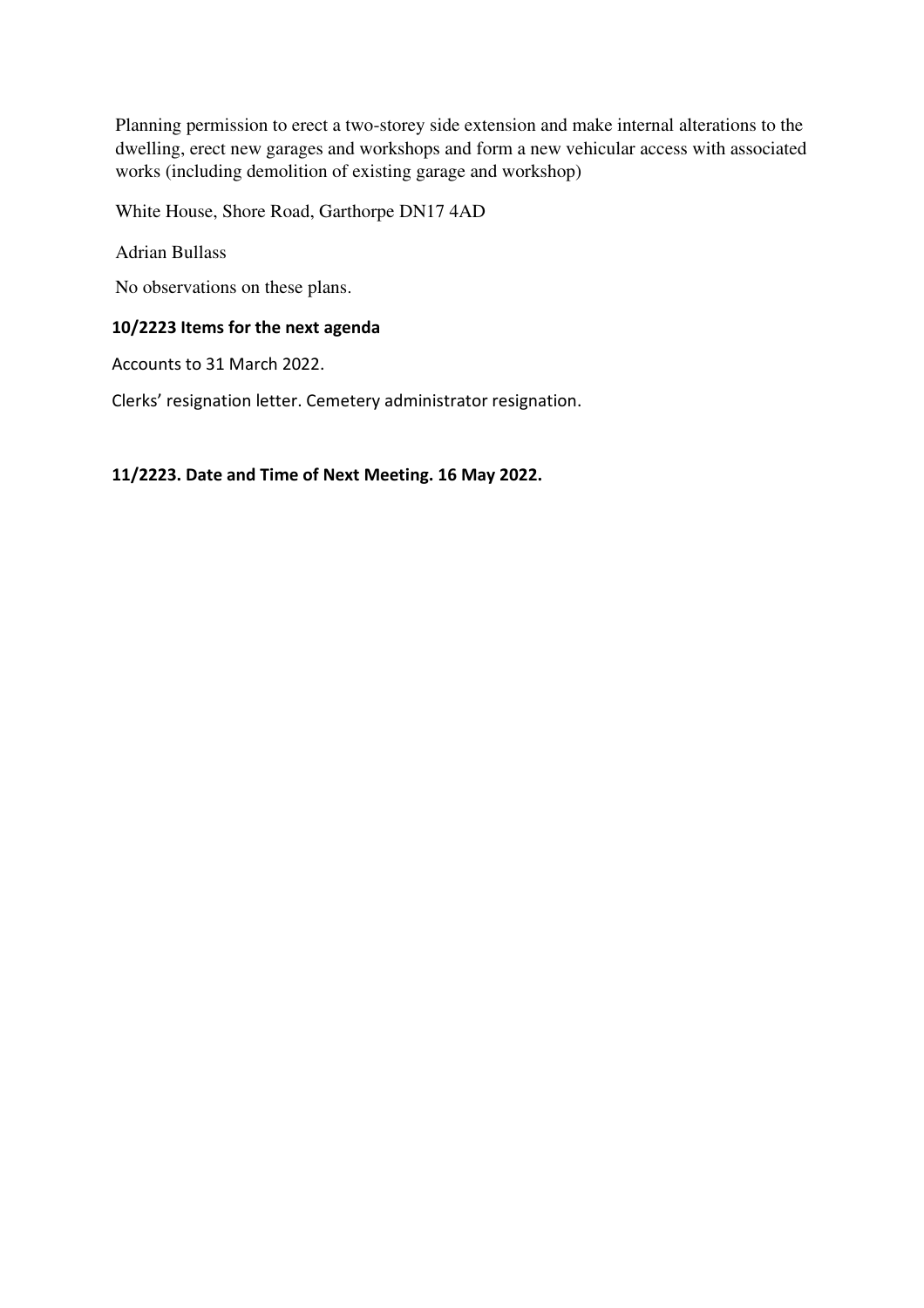Planning permission to erect a two-storey side extension and make internal alterations to the dwelling, erect new garages and workshops and form a new vehicular access with associated works (including demolition of existing garage and workshop)

White House, Shore Road, Garthorpe DN17 4AD

Adrian Bullass

No observations on these plans.

**10/2223 Items for the next agenda**

Accounts to 31 March 2022.

Clerks' resignation letter. Cemetery administrator resignation.

**11/2223. Date and Time of Next Meeting. 16 May 2022.**